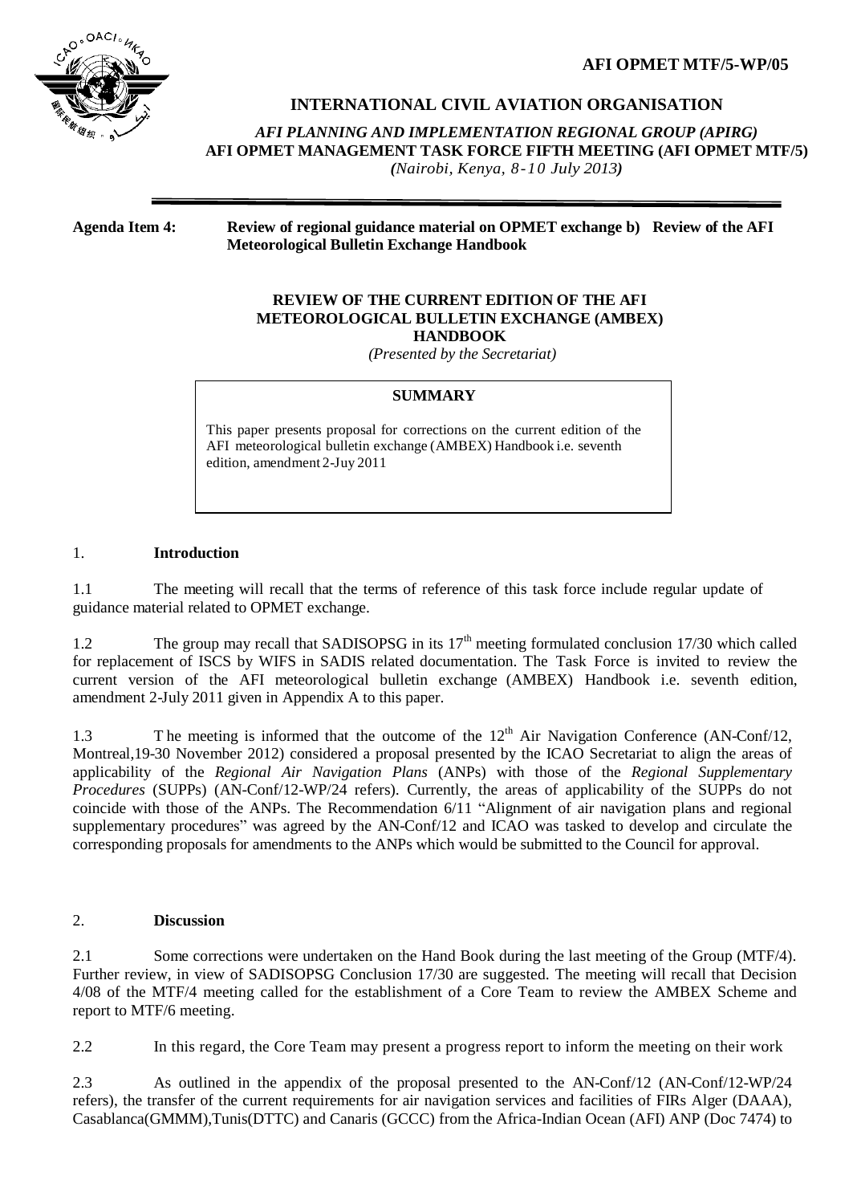**AFI OPMET MTF/5-WP/05**

# INTERNATIONAL CIVIL AVIATION ORGANISATION

*AFI PLANNING AND IMPLEMENTATION REGIONAL GROUP (APIRG)*
**AFI OPMET MANAGEMENT TASK FORCE FIFTH MEETING (AFI OPMET MTF/5)**
*(Nairobi, Kenya, 8-10 July 2013)*

---

**Agenda Item 4: Review of regional guidance material on OPMET exchange b) Review of the AFI Meteorological Bulletin Exchange Handbook**

## REVIEW OF THE CURRENT EDITION OF THE AFI METEOROLOGICAL BULLETIN EXCHANGE (AMBEX) HANDBOOK

*(Presented by the Secretariat)*

**SUMMARY**

This paper presents proposal for corrections on the current edition of the AFI meteorological bulletin exchange (AMBEX) Handbook i.e. seventh edition, amendment 2-Juy 2011

## 1. Introduction

1.1 The meeting will recall that the terms of reference of this task force include regular update of guidance material related to OPMET exchange.

1.2 The group may recall that SADISOPSG in its 17th meeting formulated conclusion 17/30 which called for replacement of ISCS by WIFS in SADIS related documentation. The Task Force is invited to review the current version of the AFI meteorological bulletin exchange (AMBEX) Handbook i.e. seventh edition, amendment 2-July 2011 given in Appendix A to this paper.

1.3 T he meeting is informed that the outcome of the 12th Air Navigation Conference (AN-Conf/12, Montreal,19-30 November 2012) considered a proposal presented by the ICAO Secretariat to align the areas of applicability of the *Regional Air Navigation Plans* (ANPs) with those of the *Regional Supplementary Procedures* (SUPPs) (AN-Conf/12-WP/24 refers). Currently, the areas of applicability of the SUPPs do not coincide with those of the ANPs. The Recommendation 6/11 "Alignment of air navigation plans and regional supplementary procedures" was agreed by the AN-Conf/12 and ICAO was tasked to develop and circulate the corresponding proposals for amendments to the ANPs which would be submitted to the Council for approval.

## 2. Discussion

2.1 Some corrections were undertaken on the Hand Book during the last meeting of the Group (MTF/4). Further review, in view of SADISOPSG Conclusion 17/30 are suggested. The meeting will recall that Decision 4/08 of the MTF/4 meeting called for the establishment of a Core Team to review the AMBEX Scheme and report to MTF/6 meeting.

2.2 In this regard, the Core Team may present a progress report to inform the meeting on their work

2.3 As outlined in the appendix of the proposal presented to the AN-Conf/12 (AN-Conf/12-WP/24 refers), the transfer of the current requirements for air navigation services and facilities of FIRs Alger (DAAA), Casablanca(GMMM),Tunis(DTTC) and Canaris (GCCC) from the Africa-Indian Ocean (AFI) ANP (Doc 7474) to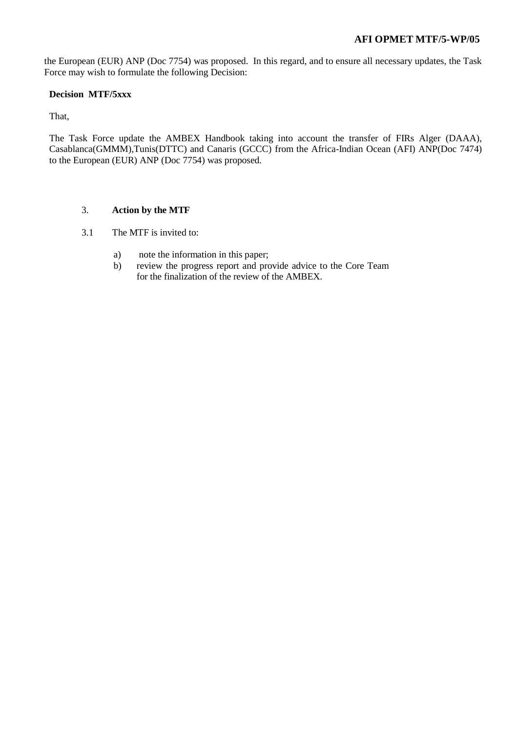the European (EUR) ANP (Doc 7754) was proposed. In this regard, and to ensure all necessary updates, the Task Force may wish to formulate the following Decision:

**Decision MTF/5xxx**

That,

The Task Force update the AMBEX Handbook taking into account the transfer of FIRs Alger (DAAA), Casablanca(GMMM),Tunis(DTTC) and Canaris (GCCC) from the Africa-Indian Ocean (AFI) ANP(Doc 7474) to the European (EUR) ANP (Doc 7754) was proposed.

## 3. **Action by the MTF**

3.1 The MTF is invited to:

a) note the information in this paper;
b) review the progress report and provide advice to the Core Team for the finalization of the review of the AMBEX.